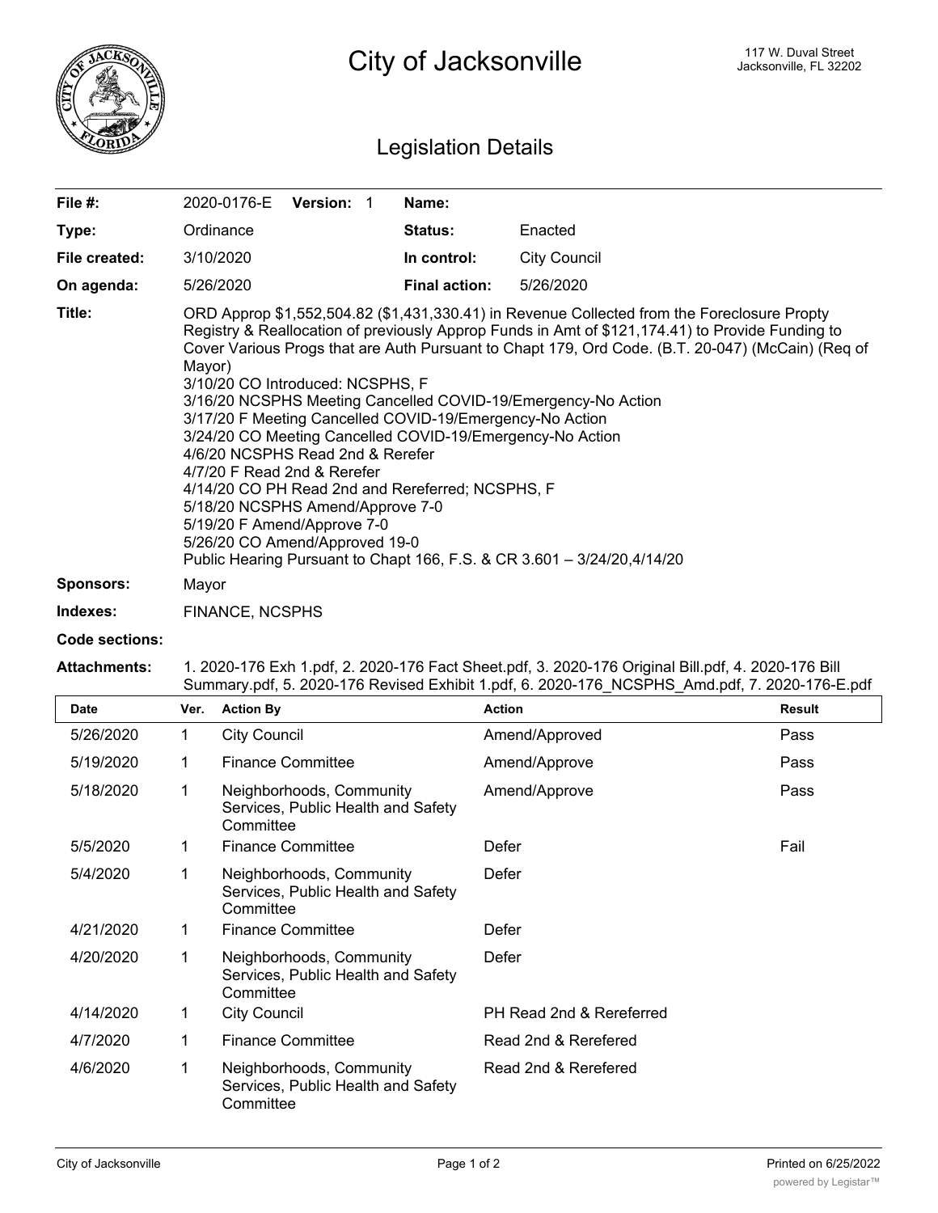# City of Jacksonville

117 W. Duval Street
Jacksonville, FL 32202

## Legislation Details

| | | | |
|---|---|---|---|
| **File #:** | 2020-0176-E **Version:** 1 | **Name:** | |
| **Type:** | Ordinance | **Status:** | Enacted |
| **File created:** | 3/10/2020 | **In control:** | City Council |
| **On agenda:** | 5/26/2020 | **Final action:** | 5/26/2020 |

**Title:** ORD Approp $1,552,504.82 ($1,431,330.41) in Revenue Collected from the Foreclosure Propty Registry & Reallocation of previously Approp Funds in Amt of $121,174.41) to Provide Funding to Cover Various Progs that are Auth Pursuant to Chapt 179, Ord Code. (B.T. 20-047) (McCain) (Req of Mayor)
3/10/20 CO Introduced: NCSPHS, F
3/16/20 NCSPHS Meeting Cancelled COVID-19/Emergency-No Action
3/17/20 F Meeting Cancelled COVID-19/Emergency-No Action
3/24/20 CO Meeting Cancelled COVID-19/Emergency-No Action
4/6/20 NCSPHS Read 2nd & Rerefer
4/7/20 F Read 2nd & Rerefer
4/14/20 CO PH Read 2nd and Rereferred; NCSPHS, F
5/18/20 NCSPHS Amend/Approve 7-0
5/19/20 F Amend/Approve 7-0
5/26/20 CO Amend/Approved 19-0
Public Hearing Pursuant to Chapt 166, F.S. & CR 3.601 – 3/24/20,4/14/20

**Sponsors:** Mayor

**Indexes:** FINANCE, NCSPHS

**Code sections:**

**Attachments:** 1. 2020-176 Exh 1.pdf, 2. 2020-176 Fact Sheet.pdf, 3. 2020-176 Original Bill.pdf, 4. 2020-176 Bill Summary.pdf, 5. 2020-176 Revised Exhibit 1.pdf, 6. 2020-176_NCSPHS_Amd.pdf, 7. 2020-176-E.pdf

| Date | Ver. | Action By | Action | Result |
|---|---|---|---|---|
| 5/26/2020 | 1 | City Council | Amend/Approved | Pass |
| 5/19/2020 | 1 | Finance Committee | Amend/Approve | Pass |
| 5/18/2020 | 1 | Neighborhoods, Community Services, Public Health and Safety Committee | Amend/Approve | Pass |
| 5/5/2020 | 1 | Finance Committee | Defer | Fail |
| 5/4/2020 | 1 | Neighborhoods, Community Services, Public Health and Safety Committee | Defer | |
| 4/21/2020 | 1 | Finance Committee | Defer | |
| 4/20/2020 | 1 | Neighborhoods, Community Services, Public Health and Safety Committee | Defer | |
| 4/14/2020 | 1 | City Council | PH Read 2nd & Rereferred | |
| 4/7/2020 | 1 | Finance Committee | Read 2nd & Rerefered | |
| 4/6/2020 | 1 | Neighborhoods, Community Services, Public Health and Safety Committee | Read 2nd & Rerefered | |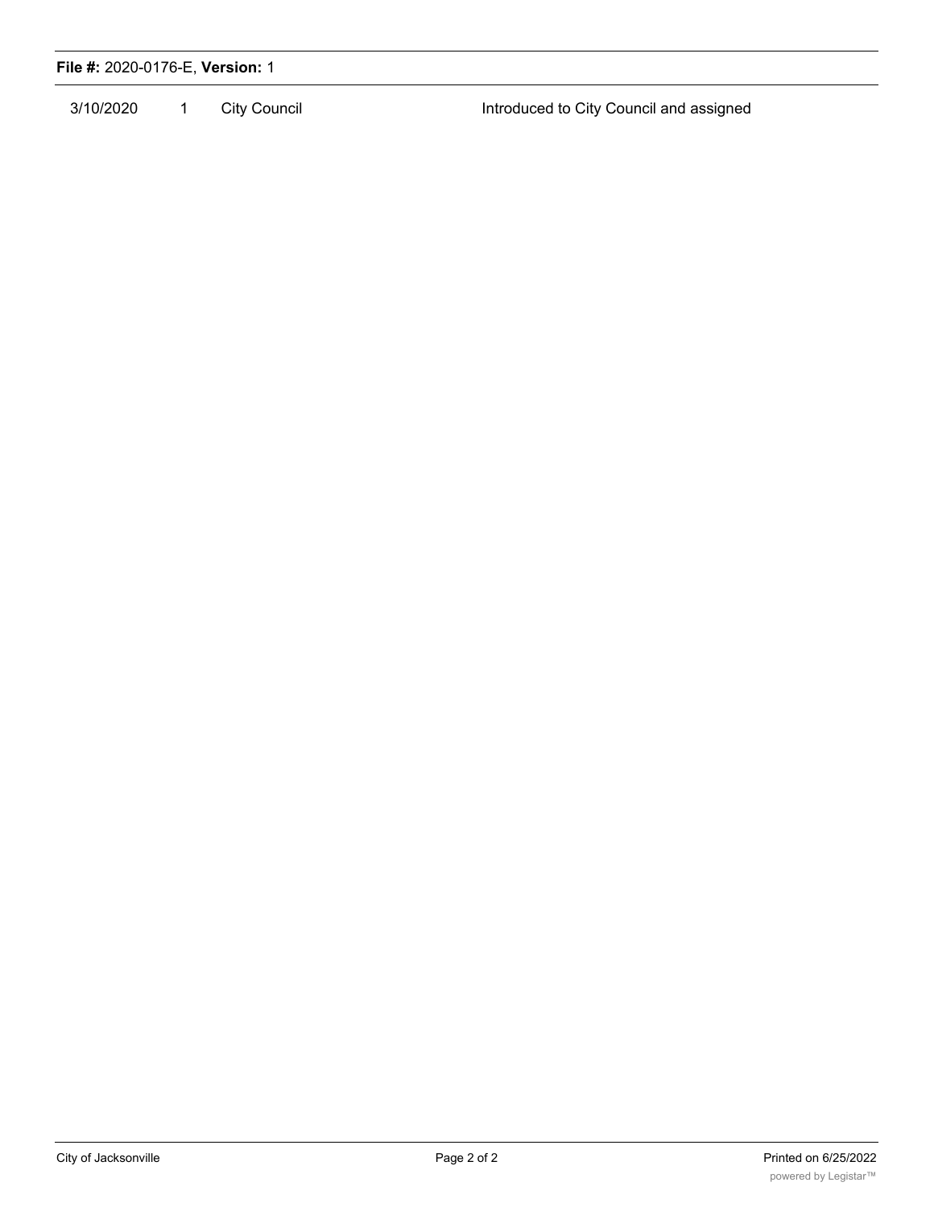**File #:** 2020-0176-E, **Version:** 1

| | | | |
|---|---|---|---|
| 3/10/2020 | 1 | City Council | Introduced to City Council and assigned |